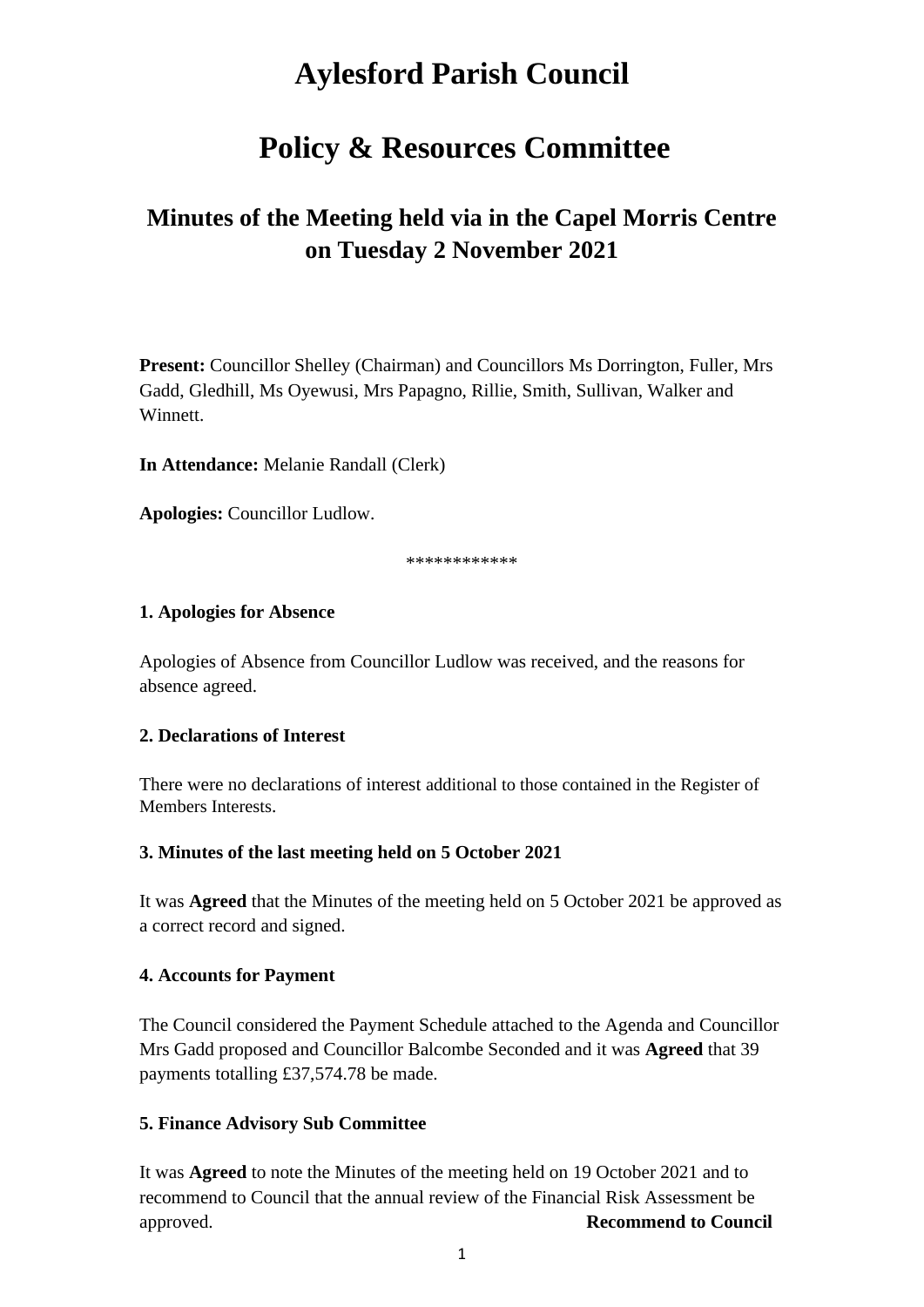# Aylesford Parish Council

# Policy & Resources Committee

## Minutes of the Meeting held via in the Capel Morris Centre on Tuesday 2 November 2021

**Present:** Councillor Shelley (Chairman) and Councillors Ms Dorrington, Fuller, Mrs Gadd, Gledhill, Ms Oyewusi, Mrs Papagno, Rillie, Smith, Sullivan, Walker and Winnett.

**In Attendance:** Melanie Randall (Clerk)

**Apologies:** Councillor Ludlow.

************

**1. Apologies for Absence**

Apologies of Absence from Councillor Ludlow was received, and the reasons for absence agreed.

**2. Declarations of Interest**

There were no declarations of interest additional to those contained in the Register of Members Interests.

**3. Minutes of the last meeting held on 5 October 2021**

It was **Agreed** that the Minutes of the meeting held on 5 October 2021 be approved as a correct record and signed.

**4. Accounts for Payment**

The Council considered the Payment Schedule attached to the Agenda and Councillor Mrs Gadd proposed and Councillor Balcombe Seconded and it was **Agreed** that 39 payments totalling £37,574.78 be made.

**5. Finance Advisory Sub Committee**

It was **Agreed** to note the Minutes of the meeting held on 19 October 2021 and to recommend to Council that the annual review of the Financial Risk Assessment be approved. **Recommend to Council**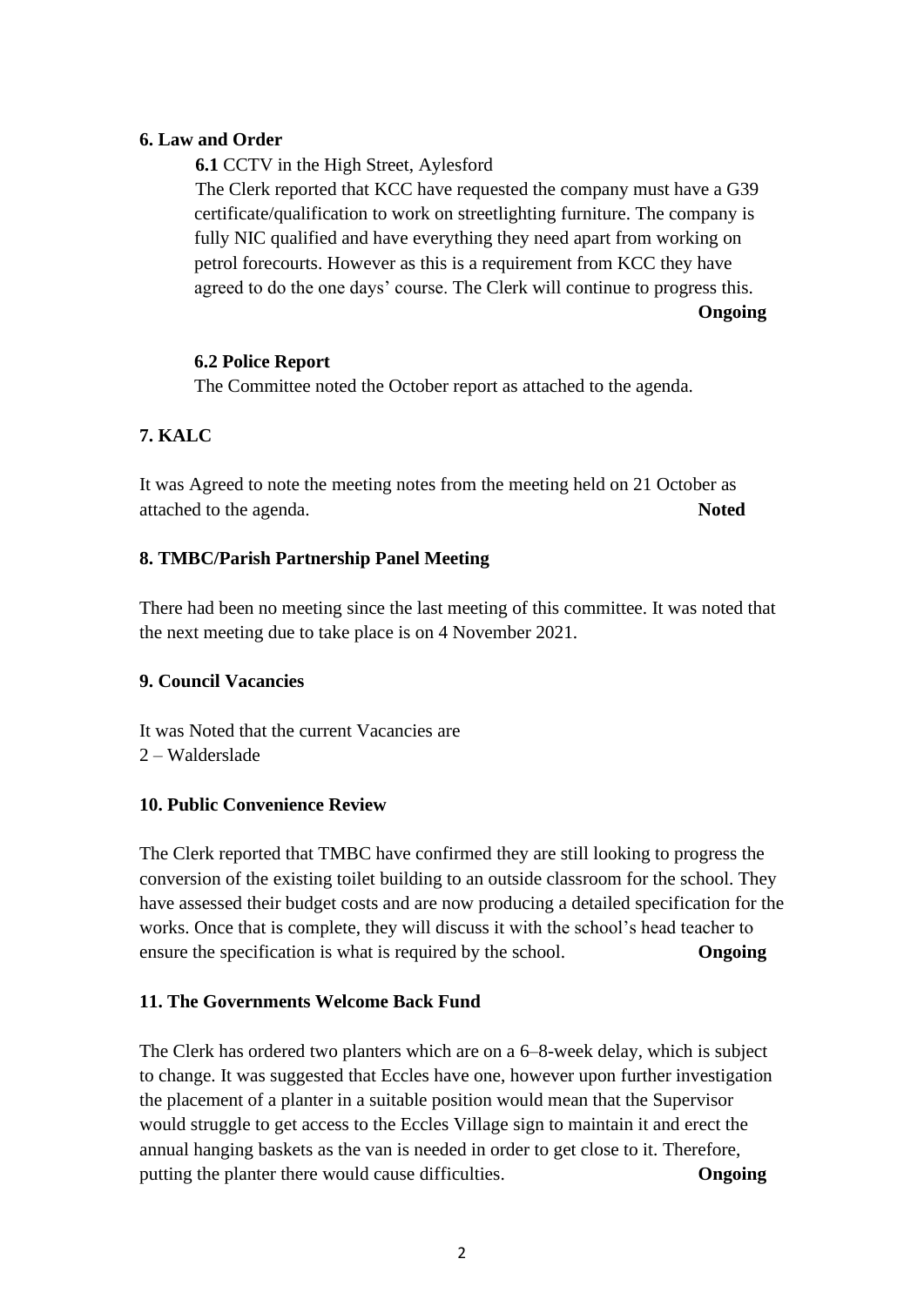### 6. Law and Order

**6.1** CCTV in the High Street, Aylesford

The Clerk reported that KCC have requested the company must have a G39 certificate/qualification to work on streetlighting furniture. The company is fully NIC qualified and have everything they need apart from working on petrol forecourts. However as this is a requirement from KCC they have agreed to do the one days' course. The Clerk will continue to progress this.

**Ongoing**

**6.2 Police Report**

The Committee noted the October report as attached to the agenda.

### 7. KALC

It was Agreed to note the meeting notes from the meeting held on 21 October as attached to the agenda. **Noted**

### 8. TMBC/Parish Partnership Panel Meeting

There had been no meeting since the last meeting of this committee. It was noted that the next meeting due to take place is on 4 November 2021.

### 9. Council Vacancies

It was Noted that the current Vacancies are
2 – Walderslade

### 10. Public Convenience Review

The Clerk reported that TMBC have confirmed they are still looking to progress the conversion of the existing toilet building to an outside classroom for the school. They have assessed their budget costs and are now producing a detailed specification for the works. Once that is complete, they will discuss it with the school's head teacher to ensure the specification is what is required by the school. **Ongoing**

### 11. The Governments Welcome Back Fund

The Clerk has ordered two planters which are on a 6–8-week delay, which is subject to change. It was suggested that Eccles have one, however upon further investigation the placement of a planter in a suitable position would mean that the Supervisor would struggle to get access to the Eccles Village sign to maintain it and erect the annual hanging baskets as the van is needed in order to get close to it. Therefore, putting the planter there would cause difficulties. **Ongoing**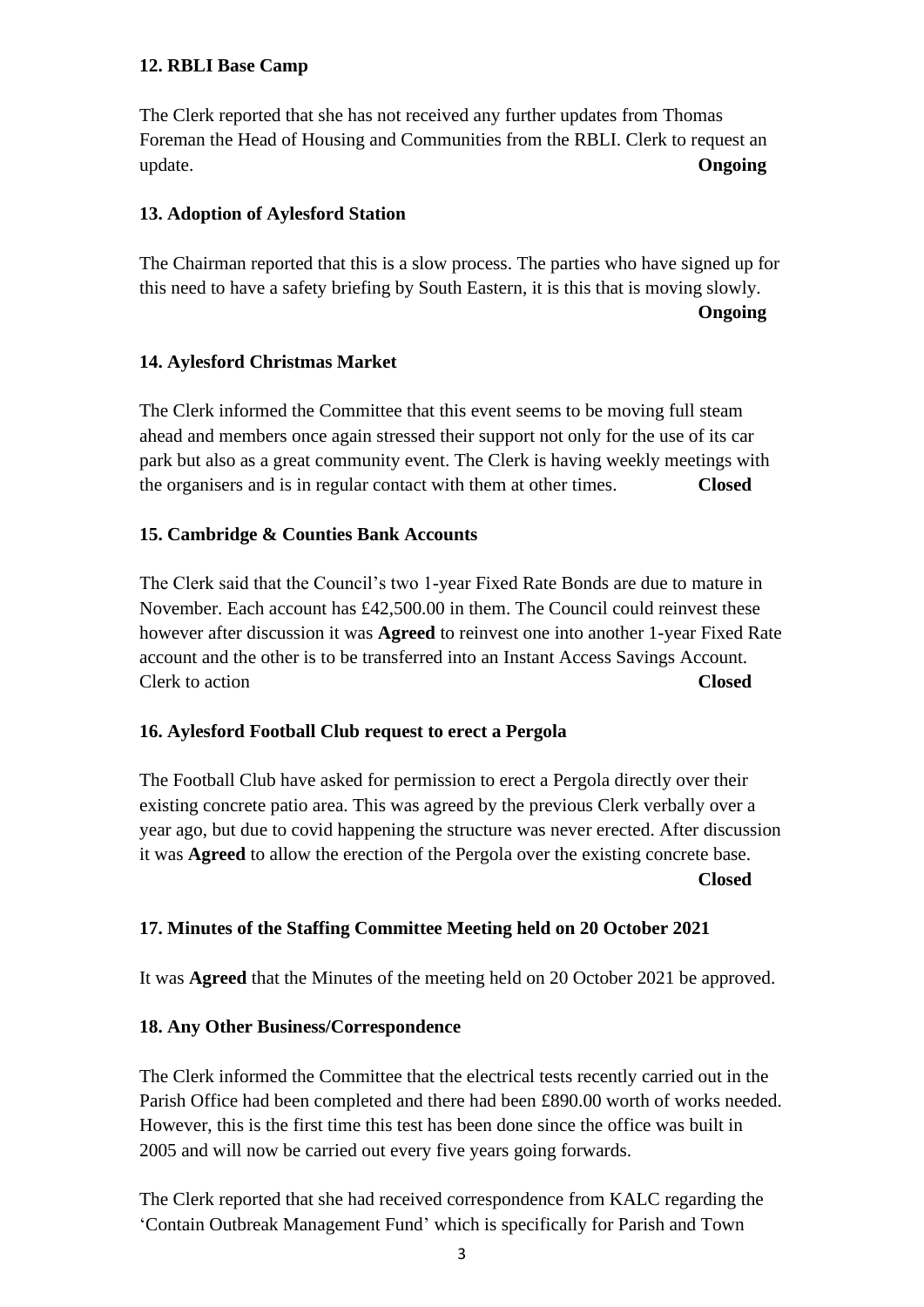**12. RBLI Base Camp**

The Clerk reported that she has not received any further updates from Thomas Foreman the Head of Housing and Communities from the RBLI. Clerk to request an update. **Ongoing**

**13. Adoption of Aylesford Station**

The Chairman reported that this is a slow process. The parties who have signed up for this need to have a safety briefing by South Eastern, it is this that is moving slowly. **Ongoing**

**14. Aylesford Christmas Market**

The Clerk informed the Committee that this event seems to be moving full steam ahead and members once again stressed their support not only for the use of its car park but also as a great community event. The Clerk is having weekly meetings with the organisers and is in regular contact with them at other times. **Closed**

**15. Cambridge & Counties Bank Accounts**

The Clerk said that the Council's two 1-year Fixed Rate Bonds are due to mature in November. Each account has £42,500.00 in them. The Council could reinvest these however after discussion it was **Agreed** to reinvest one into another 1-year Fixed Rate account and the other is to be transferred into an Instant Access Savings Account. Clerk to action **Closed**

**16. Aylesford Football Club request to erect a Pergola**

The Football Club have asked for permission to erect a Pergola directly over their existing concrete patio area. This was agreed by the previous Clerk verbally over a year ago, but due to covid happening the structure was never erected. After discussion it was **Agreed** to allow the erection of the Pergola over the existing concrete base. **Closed**

**17. Minutes of the Staffing Committee Meeting held on 20 October 2021**

It was **Agreed** that the Minutes of the meeting held on 20 October 2021 be approved.

**18. Any Other Business/Correspondence**

The Clerk informed the Committee that the electrical tests recently carried out in the Parish Office had been completed and there had been £890.00 worth of works needed. However, this is the first time this test has been done since the office was built in 2005 and will now be carried out every five years going forwards.

The Clerk reported that she had received correspondence from KALC regarding the 'Contain Outbreak Management Fund' which is specifically for Parish and Town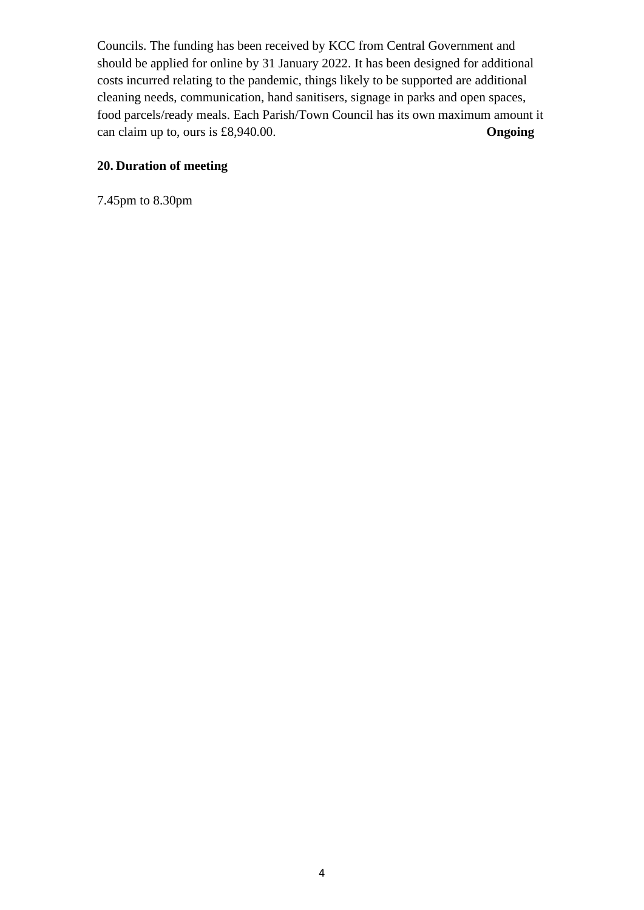Councils. The funding has been received by KCC from Central Government and should be applied for online by 31 January 2022. It has been designed for additional costs incurred relating to the pandemic, things likely to be supported are additional cleaning needs, communication, hand sanitisers, signage in parks and open spaces, food parcels/ready meals. Each Parish/Town Council has its own maximum amount it can claim up to, ours is £8,940.00. **Ongoing**

**20. Duration of meeting**

7.45pm to 8.30pm